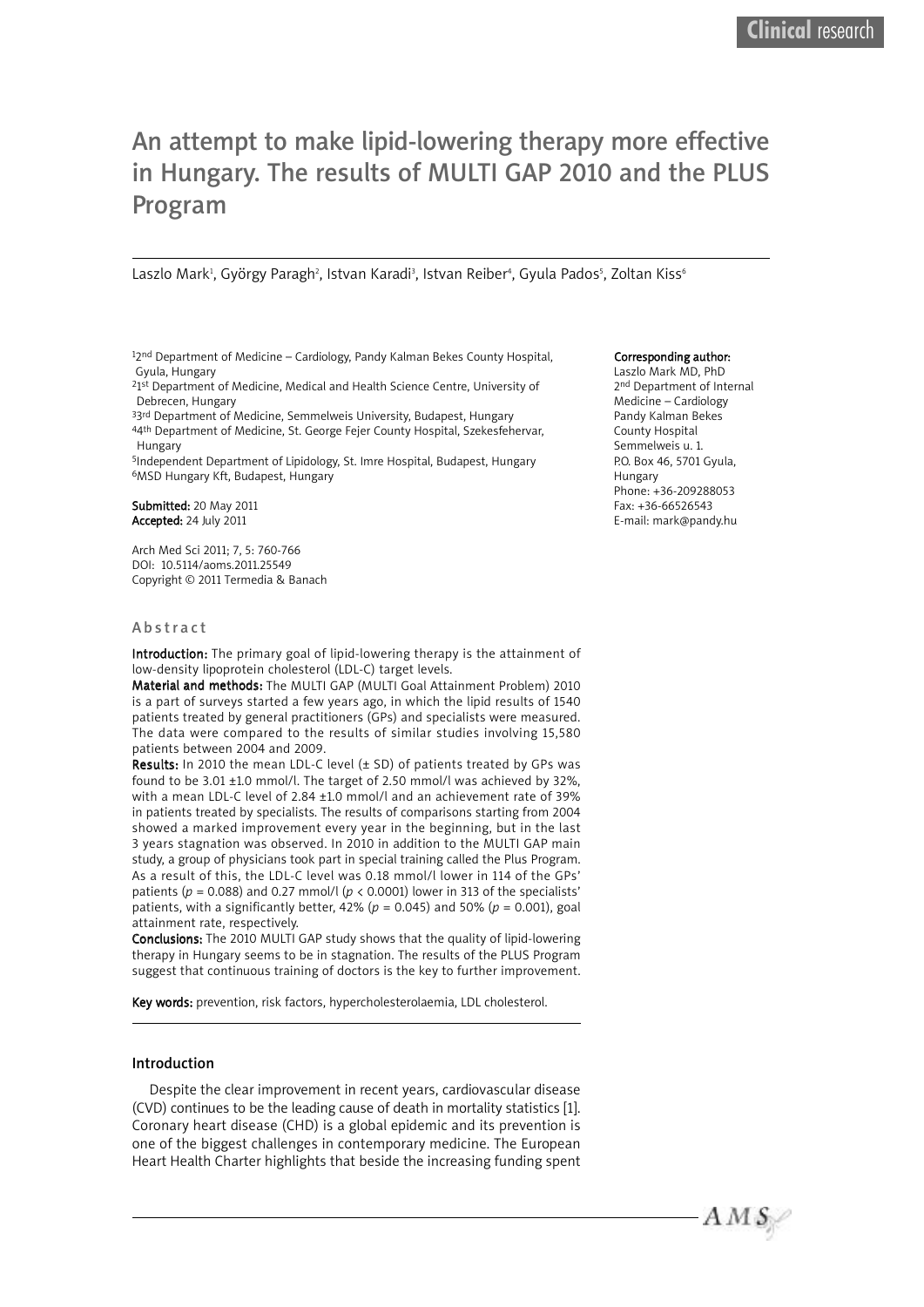# An attempt to make lipid-lowering therapy more effective in Hungary. The results of MULTI GAP 2010 and the PLUS Program

Laszlo Mark[1], György Paragh[2], Istvan Karadi[3], Istvan Reiber[4], Gyula Pados[5], Zoltan Kiss[6]

[1]2nd Department of Medicine – Cardiology, Pandy Kalman Bekes County Hospital, Gyula, Hungary
[2]1st Department of Medicine, Medical and Health Science Centre, University of Debrecen, Hungary
[3]3rd Department of Medicine, Semmelweis University, Budapest, Hungary
[4]4th Department of Medicine, St. George Fejer County Hospital, Szekesfehervar, Hungary
[5]Independent Department of Lipidology, St. Imre Hospital, Budapest, Hungary
[6]MSD Hungary Kft, Budapest, Hungary

**Submitted:** 20 May 2011
**Accepted:** 24 July 2011

Arch Med Sci 2011; 7, 5: 760-766
DOI: 10.5114/aoms.2011.25549
Copyright © 2011 Termedia & Banach

**Corresponding author:**
Laszlo Mark MD, PhD
2nd Department of Internal Medicine – Cardiology
Pandy Kalman Bekes County Hospital
Semmelweis u. 1.
P.O. Box 46, 5701 Gyula, Hungary
Phone: +36-209288053
Fax: +36-66526543
E-mail: mark@pandy.hu

## Abstract

**Introduction:** The primary goal of lipid-lowering therapy is the attainment of low-density lipoprotein cholesterol (LDL-C) target levels.

**Material and methods:** The MULTI GAP (MULTI Goal Attainment Problem) 2010 is a part of surveys started a few years ago, in which the lipid results of 1540 patients treated by general practitioners (GPs) and specialists were measured. The data were compared to the results of similar studies involving 15,580 patients between 2004 and 2009.

**Results:** In 2010 the mean LDL-C level (± SD) of patients treated by GPs was found to be 3.01 ±1.0 mmol/l. The target of 2.50 mmol/l was achieved by 32%, with a mean LDL-C level of 2.84 ±1.0 mmol/l and an achievement rate of 39% in patients treated by specialists. The results of comparisons starting from 2004 showed a marked improvement every year in the beginning, but in the last 3 years stagnation was observed. In 2010 in addition to the MULTI GAP main study, a group of physicians took part in special training called the Plus Program. As a result of this, the LDL-C level was 0.18 mmol/l lower in 114 of the GPs' patients ($p = 0.088$) and 0.27 mmol/l ($p < 0.0001$) lower in 313 of the specialists' patients, with a significantly better, 42% ($p = 0.045$) and 50% ($p = 0.001$), goal attainment rate, respectively.

**Conclusions:** The 2010 MULTI GAP study shows that the quality of lipid-lowering therapy in Hungary seems to be in stagnation. The results of the PLUS Program suggest that continuous training of doctors is the key to further improvement.

**Key words:** prevention, risk factors, hypercholesterolaemia, LDL cholesterol.

## Introduction

Despite the clear improvement in recent years, cardiovascular disease (CVD) continues to be the leading cause of death in mortality statistics [1]. Coronary heart disease (CHD) is a global epidemic and its prevention is one of the biggest challenges in contemporary medicine. The European Heart Health Charter highlights that beside the increasing funding spent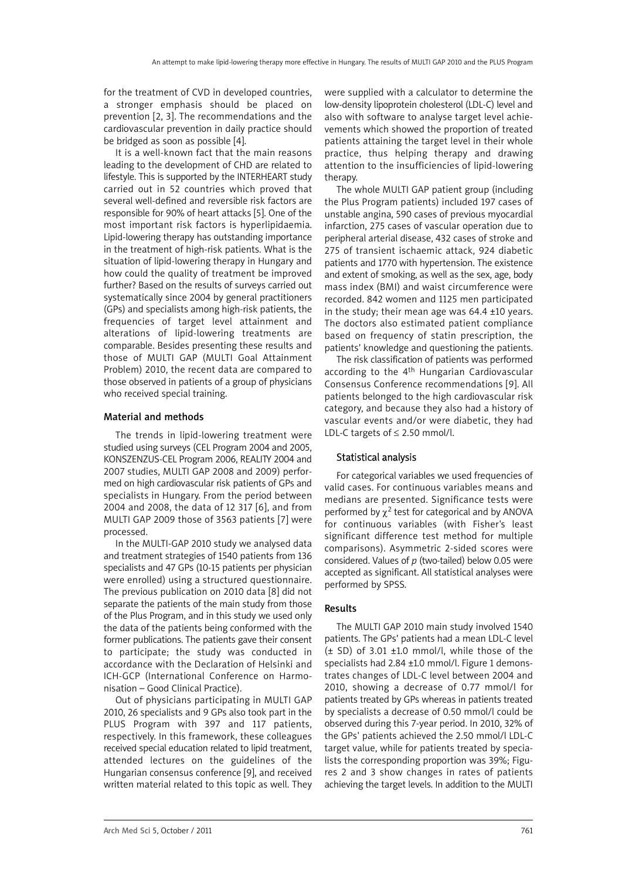for the treatment of CVD in developed countries, a stronger emphasis should be placed on prevention [2, 3]. The recommendations and the cardiovascular prevention in daily practice should be bridged as soon as possible [4].

It is a well-known fact that the main reasons leading to the development of CHD are related to lifestyle. This is supported by the INTERHEART study carried out in 52 countries which proved that several well-defined and reversible risk factors are responsible for 90% of heart attacks [5]. One of the most important risk factors is hyperlipidaemia. Lipid-lowering therapy has outstanding importance in the treatment of high-risk patients. What is the situation of lipid-lowering therapy in Hungary and how could the quality of treatment be improved further? Based on the results of surveys carried out systematically since 2004 by general practitioners (GPs) and specialists among high-risk patients, the frequencies of target level attainment and alterations of lipid-lowering treatments are comparable. Besides presenting these results and those of MULTI GAP (MULTI Goal Attainment Problem) 2010, the recent data are compared to those observed in patients of a group of physicians who received special training.

## Material and methods

The trends in lipid-lowering treatment were studied using surveys (CEL Program 2004 and 2005, KONSZENZUS-CEL Program 2006, REALITY 2004 and 2007 studies, MULTI GAP 2008 and 2009) performed on high cardiovascular risk patients of GPs and specialists in Hungary. From the period between 2004 and 2008, the data of 12 317 [6], and from MULTI GAP 2009 those of 3563 patients [7] were processed.

In the MULTI-GAP 2010 study we analysed data and treatment strategies of 1540 patients from 136 specialists and 47 GPs (10-15 patients per physician were enrolled) using a structured questionnaire. The previous publication on 2010 data [8] did not separate the patients of the main study from those of the Plus Program, and in this study we used only the data of the patients being conformed with the former publications. The patients gave their consent to participate; the study was conducted in accordance with the Declaration of Helsinki and ICH-GCP (International Conference on Harmonisation – Good Clinical Practice).

Out of physicians participating in MULTI GAP 2010, 26 specialists and 9 GPs also took part in the PLUS Program with 397 and 117 patients, respectively. In this framework, these colleagues received special education related to lipid treatment, attended lectures on the guidelines of the Hungarian consensus conference [9], and received written material related to this topic as well. They were supplied with a calculator to determine the low-density lipoprotein cholesterol (LDL-C) level and also with software to analyse target level achievements which showed the proportion of treated patients attaining the target level in their whole practice, thus helping therapy and drawing attention to the insufficiencies of lipid-lowering therapy.

The whole MULTI GAP patient group (including the Plus Program patients) included 197 cases of unstable angina, 590 cases of previous myocardial infarction, 275 cases of vascular operation due to peripheral arterial disease, 432 cases of stroke and 275 of transient ischaemic attack, 924 diabetic patients and 1770 with hypertension. The existence and extent of smoking, as well as the sex, age, body mass index (BMI) and waist circumference were recorded. 842 women and 1125 men participated in the study; their mean age was 64.4 ±10 years. The doctors also estimated patient compliance based on frequency of statin prescription, the patients' knowledge and questioning the patients.

The risk classification of patients was performed according to the 4th Hungarian Cardiovascular Consensus Conference recommendations [9]. All patients belonged to the high cardiovascular risk category, and because they also had a history of vascular events and/or were diabetic, they had LDL-C targets of ≤ 2.50 mmol/l.

### Statistical analysis

For categorical variables we used frequencies of valid cases. For continuous variables means and medians are presented. Significance tests were performed by $\chi^2$ test for categorical and by ANOVA for continuous variables (with Fisher's least significant difference test method for multiple comparisons). Asymmetric 2-sided scores were considered. Values of *p* (two-tailed) below 0.05 were accepted as significant. All statistical analyses were performed by SPSS.

## Results

The MULTI GAP 2010 main study involved 1540 patients. The GPs' patients had a mean LDL-C level (± SD) of 3.01 ±1.0 mmol/l, while those of the specialists had 2.84 ±1.0 mmol/l. Figure 1 demonstrates changes of LDL-C level between 2004 and 2010, showing a decrease of 0.77 mmol/l for patients treated by GPs whereas in patients treated by specialists a decrease of 0.50 mmol/l could be observed during this 7-year period. In 2010, 32% of the GPs' patients achieved the 2.50 mmol/l LDL-C target value, while for patients treated by specialists the corresponding proportion was 39%; Figures 2 and 3 show changes in rates of patients achieving the target levels. In addition to the MULTI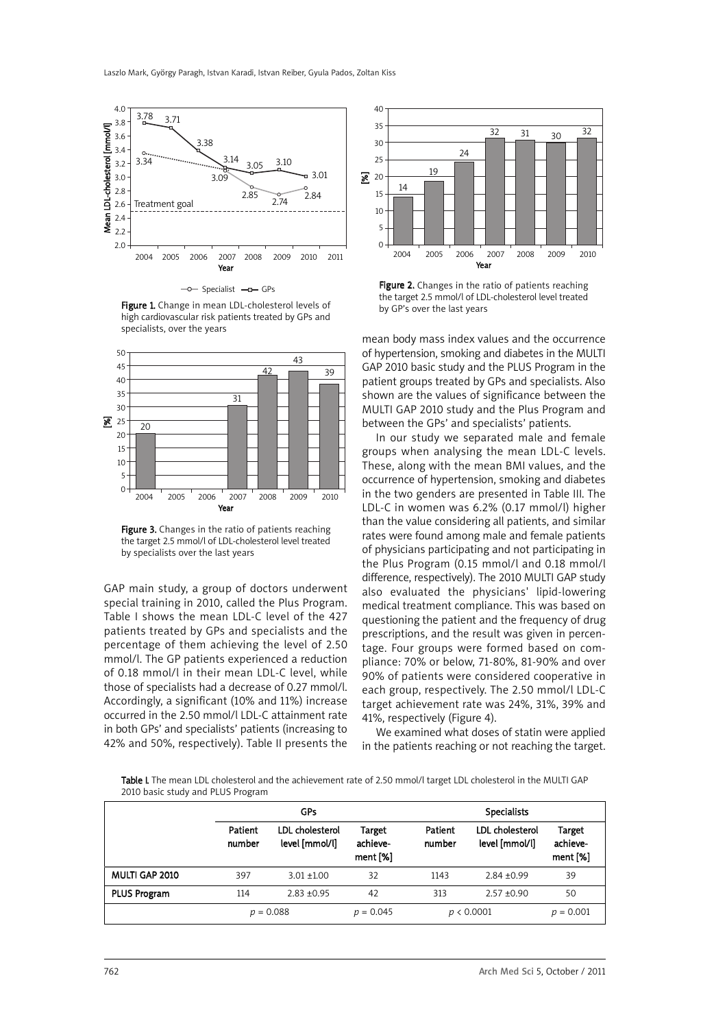Figure 1. Change in mean LDL-cholesterol levels of high cardiovascular risk patients treated by GPs and specialists, over the years

Figure 3. Changes in the ratio of patients reaching the target 2.5 mmol/l of LDL-cholesterol level treated by specialists over the last years

Figure 2. Changes in the ratio of patients reaching the target 2.5 mmol/l of LDL-cholesterol level treated by GP's over the last years

GAP main study, a group of doctors underwent special training in 2010, called the Plus Program. Table I shows the mean LDL-C level of the 427 patients treated by GPs and specialists and the percentage of them achieving the level of 2.50 mmol/l. The GP patients experienced a reduction of 0.18 mmol/l in their mean LDL-C level, while those of specialists had a decrease of 0.27 mmol/l. Accordingly, a significant (10% and 11%) increase occurred in the 2.50 mmol/l LDL-C attainment rate in both GPs' and specialists' patients (increasing to 42% and 50%, respectively). Table II presents the mean body mass index values and the occurrence of hypertension, smoking and diabetes in the MULTI GAP 2010 basic study and the PLUS Program in the patient groups treated by GPs and specialists. Also shown are the values of significance between the MULTI GAP 2010 study and the Plus Program and between the GPs' and specialists' patients.

In our study we separated male and female groups when analysing the mean LDL-C levels. These, along with the mean BMI values, and the occurrence of hypertension, smoking and diabetes in the two genders are presented in Table III. The LDL-C in women was 6.2% (0.17 mmol/l) higher than the value considering all patients, and similar rates were found among male and female patients of physicians participating and not participating in the Plus Program (0.15 mmol/l and 0.18 mmol/l difference, respectively). The 2010 MULTI GAP study also evaluated the physicians' lipid-lowering medical treatment compliance. This was based on questioning the patient and the frequency of drug prescriptions, and the result was given in percentage. Four groups were formed based on compliance: 70% or below, 71-80%, 81-90% and over 90% of patients were considered cooperative in each group, respectively. The 2.50 mmol/l LDL-C target achievement rate was 24%, 31%, 39% and 41%, respectively (Figure 4).

We examined what doses of statin were applied in the patients reaching or not reaching the target.

Table I. The mean LDL cholesterol and the achievement rate of 2.50 mmol/l target LDL cholesterol in the MULTI GAP 2010 basic study and PLUS Program

| | GPs | | | Specialists | | |
|---|---|---|---|---|---|---|
| | Patient number | LDL cholesterol level [mmol/l] | Target achievement [%] | Patient number | LDL cholesterol level [mmol/l] | Target achievement [%] |
| **MULTI GAP 2010** | 397 | 3.01 ±1.00 | 32 | 1143 | 2.84 ±0.99 | 39 |
| **PLUS Program** | 114 | 2.83 ±0.95 | 42 | 313 | 2.57 ±0.90 | 50 |
| | $p = 0.088$ | | $p = 0.045$ | $p < 0.0001$ | | $p = 0.001$ |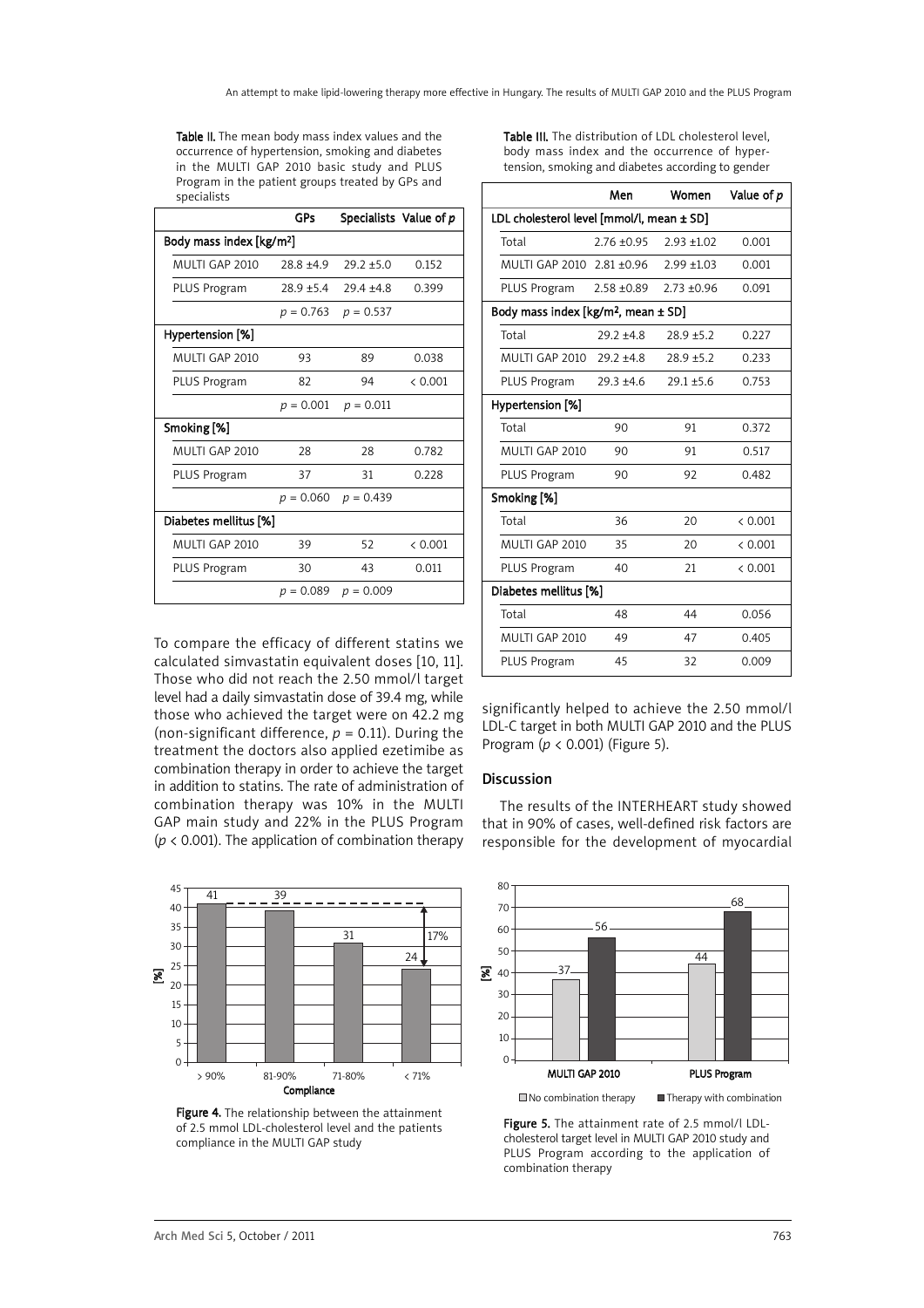Table II. The mean body mass index values and the occurrence of hypertension, smoking and diabetes in the MULTI GAP 2010 basic study and PLUS Program in the patient groups treated by GPs and specialists

| | GPs | Specialists | Value of $p$ |
|---|---|---|---|
| **Body mass index [kg/m²]** | | | |
| MULTI GAP 2010 | 28.8 ±4.9 | 29.2 ±5.0 | 0.152 |
| PLUS Program | 28.9 ±5.4 | 29.4 ±4.8 | 0.399 |
| | $p$ = 0.763 | $p$ = 0.537 | |
| **Hypertension [%]** | | | |
| MULTI GAP 2010 | 93 | 89 | 0.038 |
| PLUS Program | 82 | 94 | < 0.001 |
| | $p$ = 0.001 | $p$ = 0.011 | |
| **Smoking [%]** | | | |
| MULTI GAP 2010 | 28 | 28 | 0.782 |
| PLUS Program | 37 | 31 | 0.228 |
| | $p$ = 0.060 | $p$ = 0.439 | |
| **Diabetes mellitus [%]** | | | |
| MULTI GAP 2010 | 39 | 52 | < 0.001 |
| PLUS Program | 30 | 43 | 0.011 |
| | $p$ = 0.089 | $p$ = 0.009 | |

Table III. The distribution of LDL cholesterol level, body mass index and the occurrence of hypertension, smoking and diabetes according to gender

| | Men | Women | Value of $p$ |
|---|---|---|---|
| **LDL cholesterol level [mmol/l, mean ± SD]** | | | |
| Total | 2.76 ±0.95 | 2.93 ±1.02 | 0.001 |
| MULTI GAP 2010 | 2.81 ±0.96 | 2.99 ±1.03 | 0.001 |
| PLUS Program | 2.58 ±0.89 | 2.73 ±0.96 | 0.091 |
| **Body mass index [kg/m², mean ± SD]** | | | |
| Total | 29.2 ±4.8 | 28.9 ±5.2 | 0.227 |
| MULTI GAP 2010 | 29.2 ±4.8 | 28.9 ±5.2 | 0.233 |
| PLUS Program | 29.3 ±4.6 | 29.1 ±5.6 | 0.753 |
| **Hypertension [%]** | | | |
| Total | 90 | 91 | 0.372 |
| MULTI GAP 2010 | 90 | 91 | 0.517 |
| PLUS Program | 90 | 92 | 0.482 |
| **Smoking [%]** | | | |
| Total | 36 | 20 | < 0.001 |
| MULTI GAP 2010 | 35 | 20 | < 0.001 |
| PLUS Program | 40 | 21 | < 0.001 |
| **Diabetes mellitus [%]** | | | |
| Total | 48 | 44 | 0.056 |
| MULTI GAP 2010 | 49 | 47 | 0.405 |
| PLUS Program | 45 | 32 | 0.009 |

To compare the efficacy of different statins we calculated simvastatin equivalent doses [10, 11]. Those who did not reach the 2.50 mmol/l target level had a daily simvastatin dose of 39.4 mg, while those who achieved the target were on 42.2 mg (non-significant difference, $p$ = 0.11). During the treatment the doctors also applied ezetimibe as combination therapy in order to achieve the target in addition to statins. The rate of administration of combination therapy was 10% in the MULTI GAP main study and 22% in the PLUS Program ($p$ < 0.001). The application of combination therapy significantly helped to achieve the 2.50 mmol/l LDL-C target in both MULTI GAP 2010 and the PLUS Program ($p$ < 0.001) (Figure 5).

## Discussion

The results of the INTERHEART study showed that in 90% of cases, well-defined risk factors are responsible for the development of myocardial

Figure 4. The relationship between the attainment of 2.5 mmol LDL-cholesterol level and the patients compliance in the MULTI GAP study

Figure 5. The attainment rate of 2.5 mmol/l LDL-cholesterol target level in MULTI GAP 2010 study and PLUS Program according to the application of combination therapy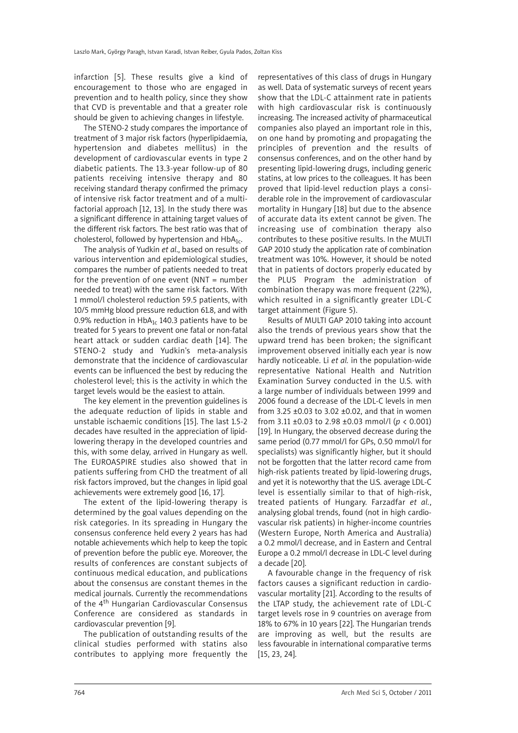infarction [5]. These results give a kind of encouragement to those who are engaged in prevention and to health policy, since they show that CVD is preventable and that a greater role should be given to achieving changes in lifestyle.

The STENO-2 study compares the importance of treatment of 3 major risk factors (hyperlipidaemia, hypertension and diabetes mellitus) in the development of cardiovascular events in type 2 diabetic patients. The 13.3-year follow-up of 80 patients receiving intensive therapy and 80 receiving standard therapy confirmed the primacy of intensive risk factor treatment and of a multifactorial approach [12, 13]. In the study there was a significant difference in attaining target values of the different risk factors. The best ratio was that of cholesterol, followed by hypertension and $HbA_{1c}$.

The analysis of Yudkin *et al.*, based on results of various intervention and epidemiological studies, compares the number of patients needed to treat for the prevention of one event (NNT = number needed to treat) with the same risk factors. With 1 mmol/l cholesterol reduction 59.5 patients, with 10/5 mmHg blood pressure reduction 61.8, and with 0.9% reduction in $HbA_{1c}$ 140.3 patients have to be treated for 5 years to prevent one fatal or non-fatal heart attack or sudden cardiac death [14]. The STENO-2 study and Yudkin's meta-analysis demonstrate that the incidence of cardiovascular events can be influenced the best by reducing the cholesterol level; this is the activity in which the target levels would be the easiest to attain.

The key element in the prevention guidelines is the adequate reduction of lipids in stable and unstable ischaemic conditions [15]. The last 1.5-2 decades have resulted in the appreciation of lipid-lowering therapy in the developed countries and this, with some delay, arrived in Hungary as well. The EUROASPIRE studies also showed that in patients suffering from CHD the treatment of all risk factors improved, but the changes in lipid goal achievements were extremely good [16, 17].

The extent of the lipid-lowering therapy is determined by the goal values depending on the risk categories. In its spreading in Hungary the consensus conference held every 2 years has had notable achievements which help to keep the topic of prevention before the public eye. Moreover, the results of conferences are constant subjects of continuous medical education, and publications about the consensus are constant themes in the medical journals. Currently the recommendations of the 4th Hungarian Cardiovascular Consensus Conference are considered as standards in cardiovascular prevention [9].

The publication of outstanding results of the clinical studies performed with statins also contributes to applying more frequently the representatives of this class of drugs in Hungary as well. Data of systematic surveys of recent years show that the LDL-C attainment rate in patients with high cardiovascular risk is continuously increasing. The increased activity of pharmaceutical companies also played an important role in this, on one hand by promoting and propagating the principles of prevention and the results of consensus conferences, and on the other hand by presenting lipid-lowering drugs, including generic statins, at low prices to the colleagues. It has been proved that lipid-level reduction plays a considerable role in the improvement of cardiovascular mortality in Hungary [18] but due to the absence of accurate data its extent cannot be given. The increasing use of combination therapy also contributes to these positive results. In the MULTI GAP 2010 study the application rate of combination treatment was 10%. However, it should be noted that in patients of doctors properly educated by the PLUS Program the administration of combination therapy was more frequent (22%), which resulted in a significantly greater LDL-C target attainment (Figure 5).

Results of MULTI GAP 2010 taking into account also the trends of previous years show that the upward trend has been broken; the significant improvement observed initially each year is now hardly noticeable. Li *et al.* in the population-wide representative National Health and Nutrition Examination Survey conducted in the U.S. with a large number of individuals between 1999 and 2006 found a decrease of the LDL-C levels in men from 3.25 ±0.03 to 3.02 ±0.02, and that in women from 3.11 ±0.03 to 2.98 ±0.03 mmol/l ($p < 0.001$) [19]. In Hungary, the observed decrease during the same period (0.77 mmol/l for GPs, 0.50 mmol/l for specialists) was significantly higher, but it should not be forgotten that the latter record came from high-risk patients treated by lipid-lowering drugs, and yet it is noteworthy that the U.S. average LDL-C level is essentially similar to that of high-risk, treated patients of Hungary. Farzadfar *et al.*, analysing global trends, found (not in high cardiovascular risk patients) in higher-income countries (Western Europe, North America and Australia) a 0.2 mmol/l decrease, and in Eastern and Central Europe a 0.2 mmol/l decrease in LDL-C level during a decade [20].

A favourable change in the frequency of risk factors causes a significant reduction in cardiovascular mortality [21]. According to the results of the LTAP study, the achievement rate of LDL-C target levels rose in 9 countries on average from 18% to 67% in 10 years [22]. The Hungarian trends are improving as well, but the results are less favourable in international comparative terms [15, 23, 24].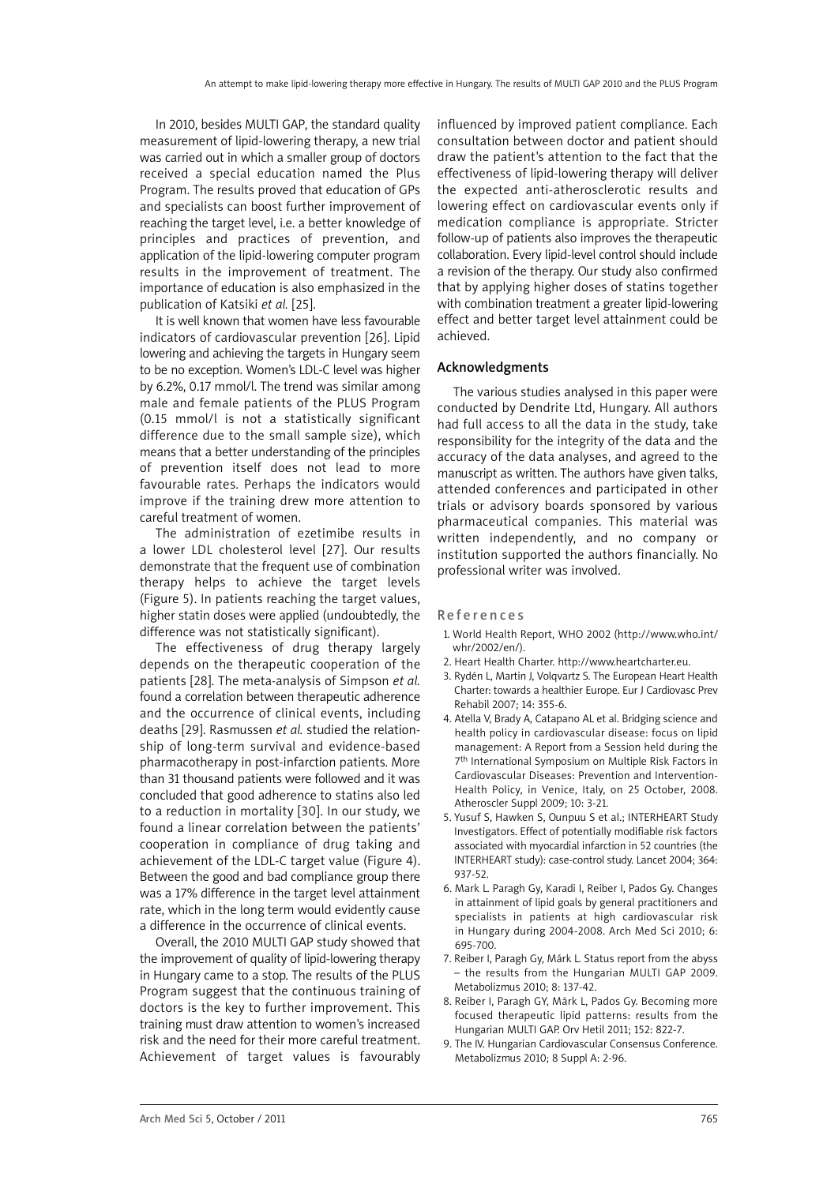In 2010, besides MULTI GAP, the standard quality measurement of lipid-lowering therapy, a new trial was carried out in which a smaller group of doctors received a special education named the Plus Program. The results proved that education of GPs and specialists can boost further improvement of reaching the target level, i.e. a better knowledge of principles and practices of prevention, and application of the lipid-lowering computer program results in the improvement of treatment. The importance of education is also emphasized in the publication of Katsiki *et al.* [25].

It is well known that women have less favourable indicators of cardiovascular prevention [26]. Lipid lowering and achieving the targets in Hungary seem to be no exception. Women's LDL-C level was higher by 6.2%, 0.17 mmol/l. The trend was similar among male and female patients of the PLUS Program (0.15 mmol/l is not a statistically significant difference due to the small sample size), which means that a better understanding of the principles of prevention itself does not lead to more favourable rates. Perhaps the indicators would improve if the training drew more attention to careful treatment of women.

The administration of ezetimibe results in a lower LDL cholesterol level [27]. Our results demonstrate that the frequent use of combination therapy helps to achieve the target levels (Figure 5). In patients reaching the target values, higher statin doses were applied (undoubtedly, the difference was not statistically significant).

The effectiveness of drug therapy largely depends on the therapeutic cooperation of the patients [28]. The meta-analysis of Simpson *et al.* found a correlation between therapeutic adherence and the occurrence of clinical events, including deaths [29]. Rasmussen *et al.* studied the relationship of long-term survival and evidence-based pharmacotherapy in post-infarction patients. More than 31 thousand patients were followed and it was concluded that good adherence to statins also led to a reduction in mortality [30]. In our study, we found a linear correlation between the patients' cooperation in compliance of drug taking and achievement of the LDL-C target value (Figure 4). Between the good and bad compliance group there was a 17% difference in the target level attainment rate, which in the long term would evidently cause a difference in the occurrence of clinical events.

Overall, the 2010 MULTI GAP study showed that the improvement of quality of lipid-lowering therapy in Hungary came to a stop. The results of the PLUS Program suggest that the continuous training of doctors is the key to further improvement. This training must draw attention to women's increased risk and the need for their more careful treatment. Achievement of target values is favourably influenced by improved patient compliance. Each consultation between doctor and patient should draw the patient's attention to the fact that the effectiveness of lipid-lowering therapy will deliver the expected anti-atherosclerotic results and lowering effect on cardiovascular events only if medication compliance is appropriate. Stricter follow-up of patients also improves the therapeutic collaboration. Every lipid-level control should include a revision of the therapy. Our study also confirmed that by applying higher doses of statins together with combination treatment a greater lipid-lowering effect and better target level attainment could be achieved.

## Acknowledgments

The various studies analysed in this paper were conducted by Dendrite Ltd, Hungary. All authors had full access to all the data in the study, take responsibility for the integrity of the data and the accuracy of the data analyses, and agreed to the manuscript as written. The authors have given talks, attended conferences and participated in other trials or advisory boards sponsored by various pharmaceutical companies. This material was written independently, and no company or institution supported the authors financially. No professional writer was involved.

## References

1. World Health Report, WHO 2002 (http://www.who.int/whr/2002/en/).
2. Heart Health Charter. http://www.heartcharter.eu.
3. Rydén L, Martin J, Volqvartz S. The European Heart Health Charter: towards a healthier Europe. Eur J Cardiovasc Prev Rehabil 2007; 14: 355-6.
4. Atella V, Brady A, Catapano AL et al. Bridging science and health policy in cardiovascular disease: focus on lipid management: A Report from a Session held during the 7th International Symposium on Multiple Risk Factors in Cardiovascular Diseases: Prevention and Intervention-Health Policy, in Venice, Italy, on 25 October, 2008. Atheroscler Suppl 2009; 10: 3-21.
5. Yusuf S, Hawken S, Ounpuu S et al.; INTERHEART Study Investigators. Effect of potentially modifiable risk factors associated with myocardial infarction in 52 countries (the INTERHEART study): case-control study. Lancet 2004; 364: 937-52.
6. Mark L. Paragh Gy, Karadi I, Reiber I, Pados Gy. Changes in attainment of lipid goals by general practitioners and specialists in patients at high cardiovascular risk in Hungary during 2004-2008. Arch Med Sci 2010; 6: 695-700.
7. Reiber I, Paragh Gy, Márk L. Status report from the abyss – the results from the Hungarian MULTI GAP 2009. Metabolizmus 2010; 8: 137-42.
8. Reiber I, Paragh GY, Márk L, Pados Gy. Becoming more focused therapeutic lipid patterns: results from the Hungarian MULTI GAP. Orv Hetil 2011; 152: 822-7.
9. The IV. Hungarian Cardiovascular Consensus Conference. Metabolizmus 2010; 8 Suppl A: 2-96.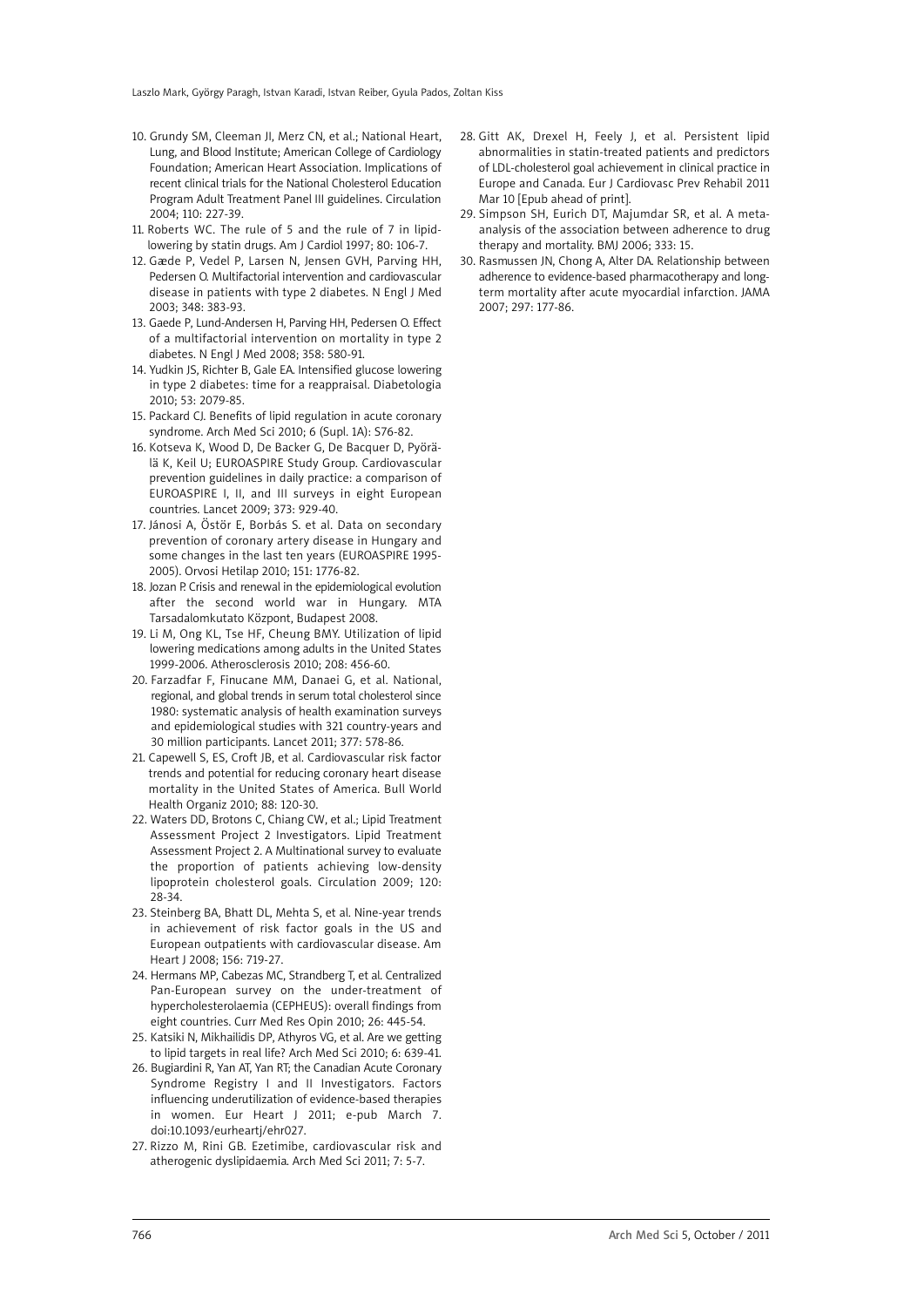10. Grundy SM, Cleeman JI, Merz CN, et al.; National Heart, Lung, and Blood Institute; American College of Cardiology Foundation; American Heart Association. Implications of recent clinical trials for the National Cholesterol Education Program Adult Treatment Panel III guidelines. Circulation 2004; 110: 227-39.
11. Roberts WC. The rule of 5 and the rule of 7 in lipid-lowering by statin drugs. Am J Cardiol 1997; 80: 106-7.
12. Gæde P, Vedel P, Larsen N, Jensen GVH, Parving HH, Pedersen O. Multifactorial intervention and cardiovascular disease in patients with type 2 diabetes. N Engl J Med 2003; 348: 383-93.
13. Gaede P, Lund-Andersen H, Parving HH, Pedersen O. Effect of a multifactorial intervention on mortality in type 2 diabetes. N Engl J Med 2008; 358: 580-91.
14. Yudkin JS, Richter B, Gale EA. Intensified glucose lowering in type 2 diabetes: time for a reappraisal. Diabetologia 2010; 53: 2079-85.
15. Packard CJ. Benefits of lipid regulation in acute coronary syndrome. Arch Med Sci 2010; 6 (Supl. 1A): S76-82.
16. Kotseva K, Wood D, De Backer G, De Bacquer D, Pyörälä K, Keil U; EUROASPIRE Study Group. Cardiovascular prevention guidelines in daily practice: a comparison of EUROASPIRE I, II, and III surveys in eight European countries. Lancet 2009; 373: 929-40.
17. Jánosi A, Östör E, Borbás S. et al. Data on secondary prevention of coronary artery disease in Hungary and some changes in the last ten years (EUROASPIRE 1995-2005). Orvosi Hetilap 2010; 151: 1776-82.
18. Jozan P. Crisis and renewal in the epidemiological evolution after the second world war in Hungary. MTA Tarsadalomkutato Központ, Budapest 2008.
19. Li M, Ong KL, Tse HF, Cheung BMY. Utilization of lipid lowering medications among adults in the United States 1999-2006. Atherosclerosis 2010; 208: 456-60.
20. Farzadfar F, Finucane MM, Danaei G, et al. National, regional, and global trends in serum total cholesterol since 1980: systematic analysis of health examination surveys and epidemiological studies with 321 country-years and 30 million participants. Lancet 2011; 377: 578-86.
21. Capewell S, ES, Croft JB, et al. Cardiovascular risk factor trends and potential for reducing coronary heart disease mortality in the United States of America. Bull World Health Organiz 2010; 88: 120-30.
22. Waters DD, Brotons C, Chiang CW, et al.; Lipid Treatment Assessment Project 2 Investigators. Lipid Treatment Assessment Project 2. A Multinational survey to evaluate the proportion of patients achieving low-density lipoprotein cholesterol goals. Circulation 2009; 120: 28-34.
23. Steinberg BA, Bhatt DL, Mehta S, et al. Nine-year trends in achievement of risk factor goals in the US and European outpatients with cardiovascular disease. Am Heart J 2008; 156: 719-27.
24. Hermans MP, Cabezas MC, Strandberg T, et al. Centralized Pan-European survey on the under-treatment of hypercholesterolaemia (CEPHEUS): overall findings from eight countries. Curr Med Res Opin 2010; 26: 445-54.
25. Katsiki N, Mikhailidis DP, Athyros VG, et al. Are we getting to lipid targets in real life? Arch Med Sci 2010; 6: 639-41.
26. Bugiardini R, Yan AT, Yan RT; the Canadian Acute Coronary Syndrome Registry I and II Investigators. Factors influencing underutilization of evidence-based therapies in women. Eur Heart J 2011; e-pub March 7. doi:10.1093/eurheartj/ehr027.
27. Rizzo M, Rini GB. Ezetimibe, cardiovascular risk and atherogenic dyslipidaemia. Arch Med Sci 2011; 7: 5-7.
28. Gitt AK, Drexel H, Feely J, et al. Persistent lipid abnormalities in statin-treated patients and predictors of LDL-cholesterol goal achievement in clinical practice in Europe and Canada. Eur J Cardiovasc Prev Rehabil 2011 Mar 10 [Epub ahead of print].
29. Simpson SH, Eurich DT, Majumdar SR, et al. A meta-analysis of the association between adherence to drug therapy and mortality. BMJ 2006; 333: 15.
30. Rasmussen JN, Chong A, Alter DA. Relationship between adherence to evidence-based pharmacotherapy and long-term mortality after acute myocardial infarction. JAMA 2007; 297: 177-86.